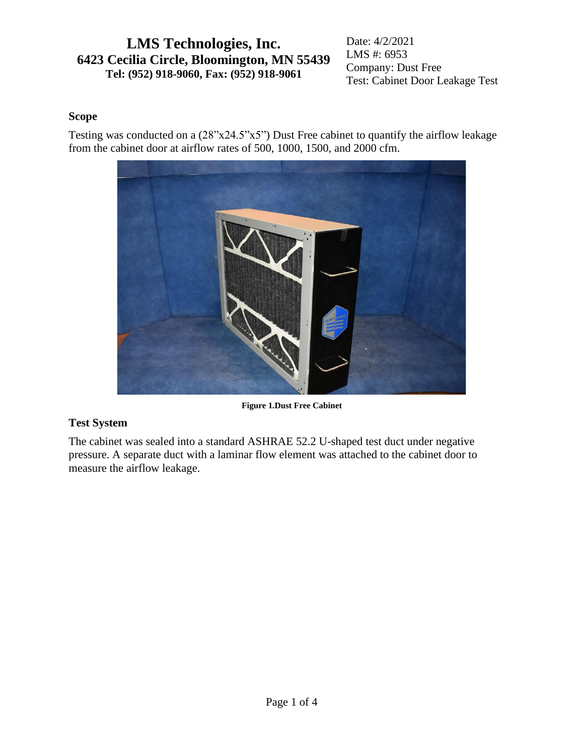# LMS Technologies, Inc.

**6423 Cecilia Circle, Bloomington, MN 55439**
**Tel: (952) 918-9060, Fax: (952) 918-9061**

Date: 4/2/2021
LMS #: 6953
Company: Dust Free
Test: Cabinet Door Leakage Test

## Scope

Testing was conducted on a (28"x24.5"x5") Dust Free cabinet to quantify the airflow leakage from the cabinet door at airflow rates of 500, 1000, 1500, and 2000 cfm.

**Figure 1.Dust Free Cabinet**

## Test System

The cabinet was sealed into a standard ASHRAE 52.2 U-shaped test duct under negative pressure. A separate duct with a laminar flow element was attached to the cabinet door to measure the airflow leakage.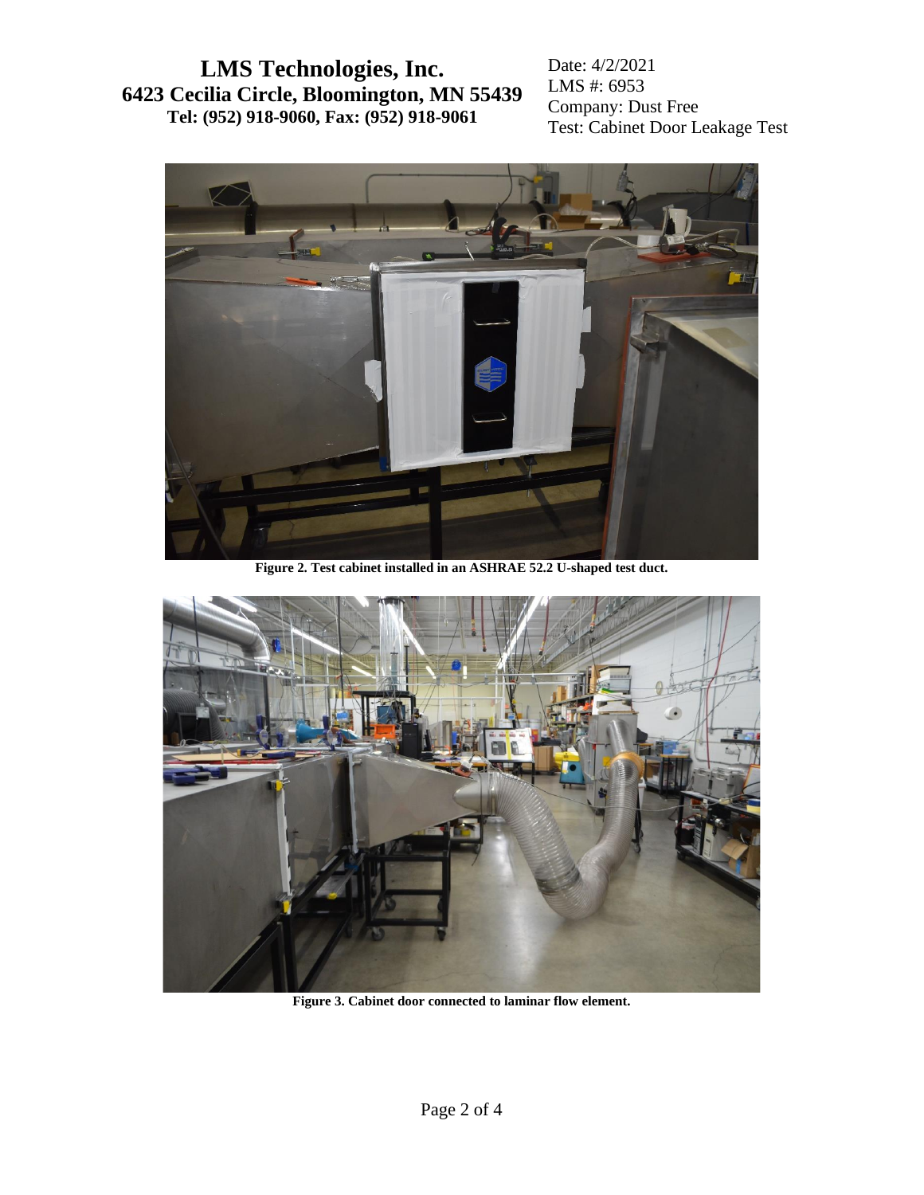Figure 2. Test cabinet installed in an ASHRAE 52.2 U-shaped test duct.

Figure 3. Cabinet door connected to laminar flow element.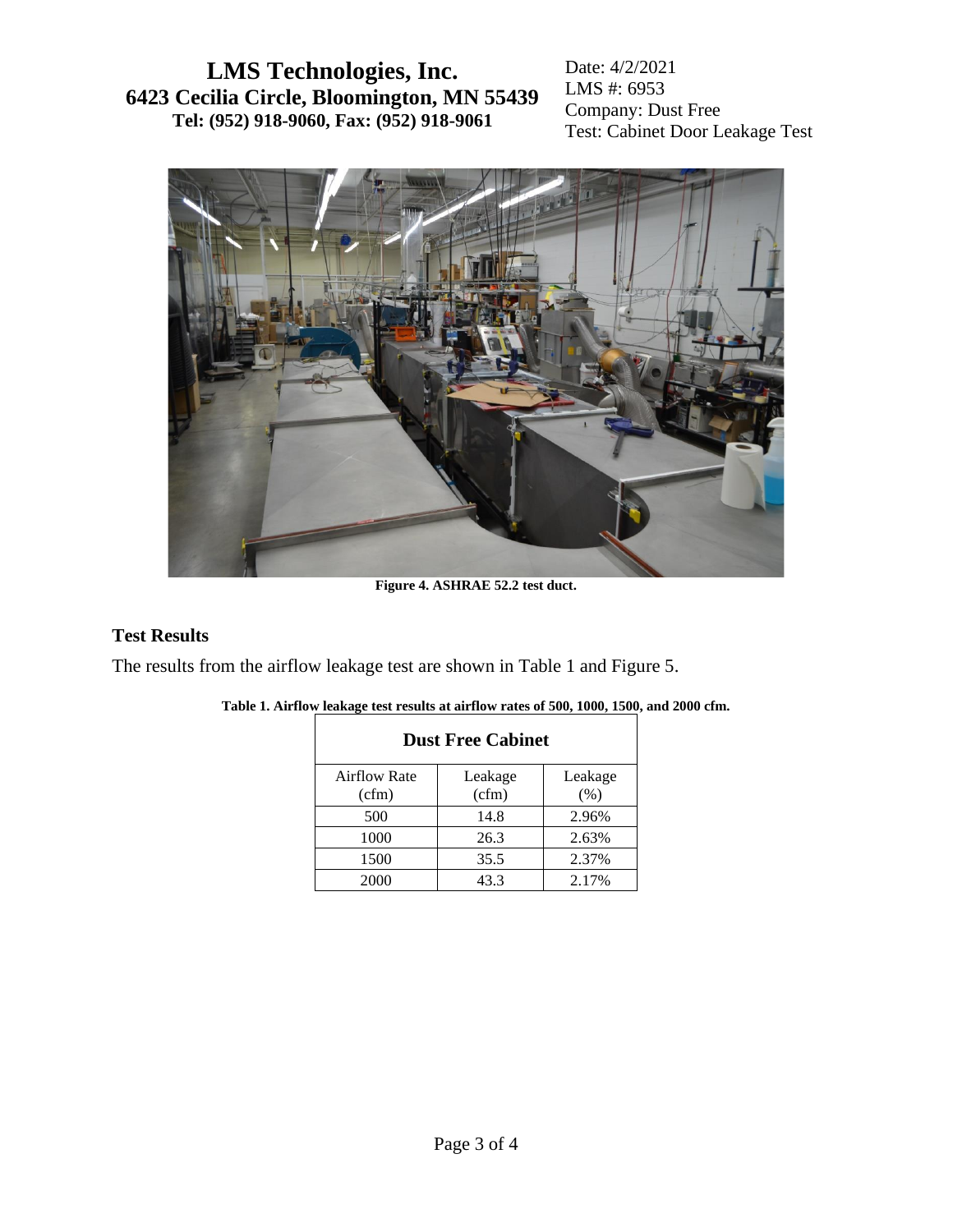Figure 4. ASHRAE 52.2 test duct.

## Test Results

The results from the airflow leakage test are shown in Table 1 and Figure 5.

**Table 1. Airflow leakage test results at airflow rates of 500, 1000, 1500, and 2000 cfm.**

| Dust Free Cabinet | | |
|---|---|---|
| Airflow Rate (cfm) | Leakage (cfm) | Leakage (%) |
| 500 | 14.8 | 2.96% |
| 1000 | 26.3 | 2.63% |
| 1500 | 35.5 | 2.37% |
| 2000 | 43.3 | 2.17% |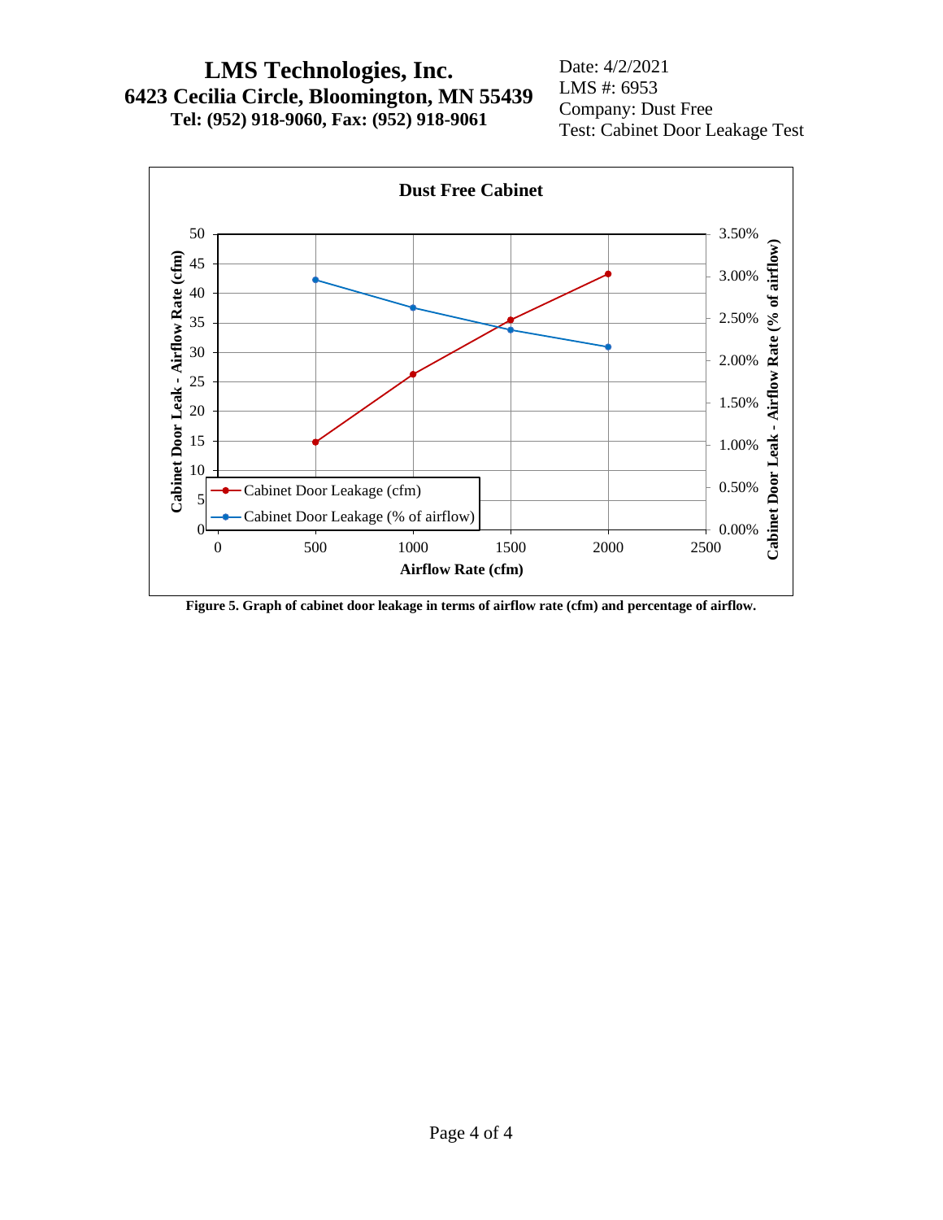**LMS Technologies, Inc.**
**6423 Cecilia Circle, Bloomington, MN 55439**
**Tel: (952) 918-9060, Fax: (952) 918-9061**

Date: 4/2/2021
LMS #: 6953
Company: Dust Free
Test: Cabinet Door Leakage Test

Dust Free Cabinet

Cabinet Door Leak - Airflow Rate (cfm)

0
5
10
15
20
25
30
35
40
45
50

Cabinet Door Leak - Airflow Rate (% of airflow)

0.00%
0.50%
1.00%
1.50%
2.00%
2.50%
3.00%
3.50%

Airflow Rate (cfm)

0
500
1000
1500
2000
2500

Cabinet Door Leakage (cfm)
Cabinet Door Leakage (% of airflow)

**Figure 5. Graph of cabinet door leakage in terms of airflow rate (cfm) and percentage of airflow.**